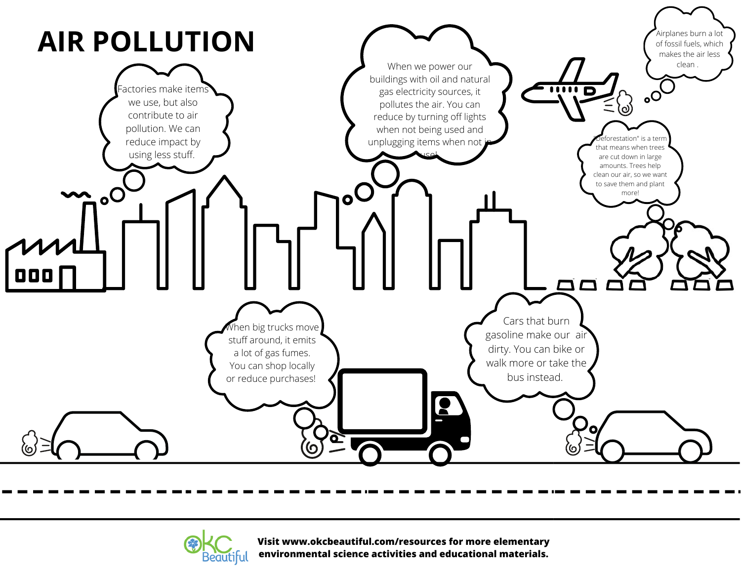# AIR POLLUTION

Factories make items we use, but also contribute to air pollution. We can reduce impact by using less stuff.

When we power our buildings with oil and natural gas electricity sources, it pollutes the air. You can reduce by turning off lights when not being used and unplugging items when not in use!

Airplanes burn a lot of fossil fuels, which makes the air less clean .

"Deforestation" is a term that means when trees are cut down in large amounts. Trees help clean our air, so we want to save them and plant more!

When big trucks move stuff around, it emits a lot of gas fumes. You can shop locally or reduce purchases!

Cars that burn gasoline make our air dirty. You can bike or walk more or take the bus instead.

**Visit www.okcbeautiful.com/resources for more elementary environmental science activities and educational materials.**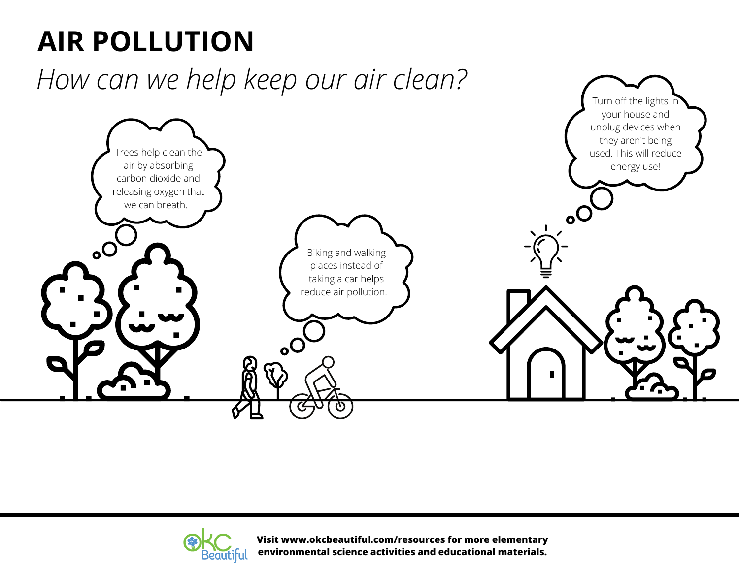# AIR POLLUTION

*How can we help keep our air clean?*

Trees help clean the air by absorbing carbon dioxide and releasing oxygen that we can breath.

Biking and walking places instead of taking a car helps reduce air pollution.

Turn off the lights in your house and unplug devices when they aren't being used. This will reduce energy use!

**Visit www.okcbeautiful.com/resources for more elementary environmental science activities and educational materials.**